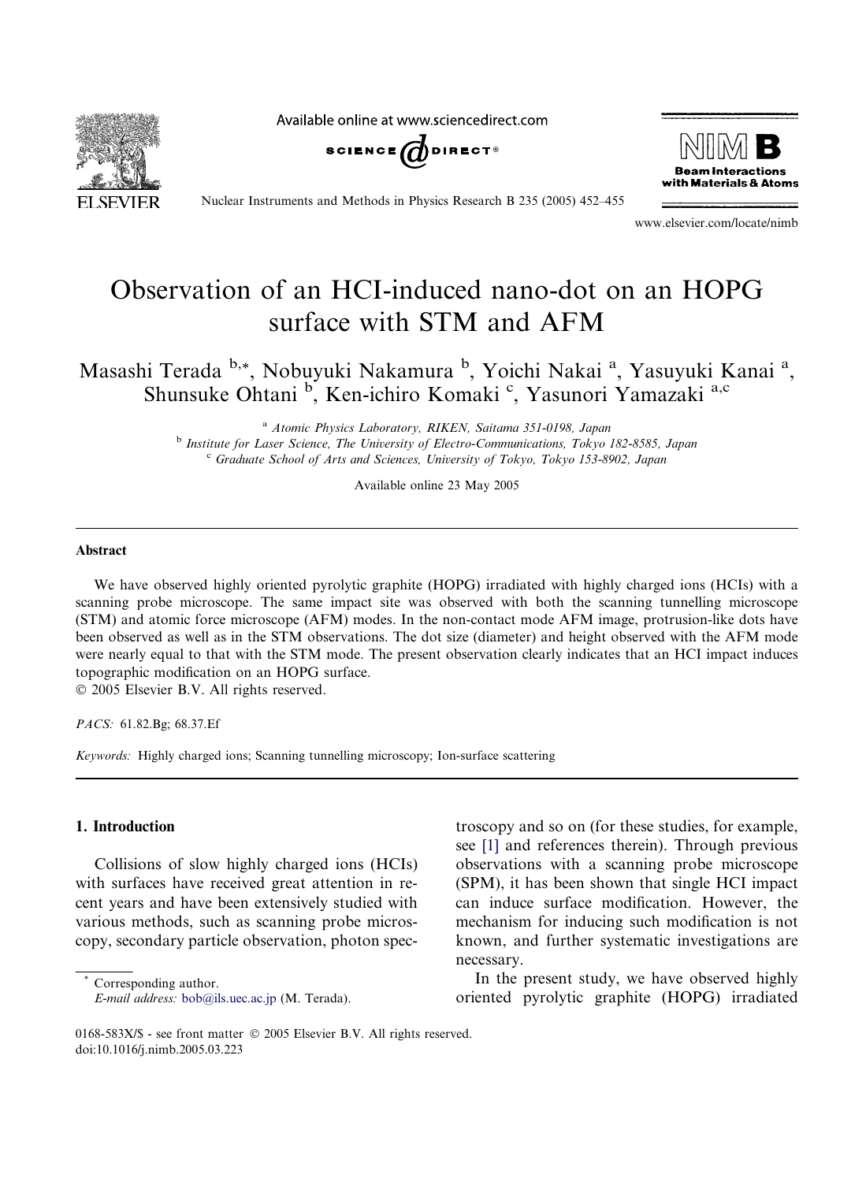# Observation of an HCI-induced nano-dot on an HOPG surface with STM and AFM

Masashi Terada [b,*], Nobuyuki Nakamura [b], Yoichi Nakai [a], Yasuyuki Kanai [a], Shunsuke Ohtani [b], Ken-ichiro Komaki [c], Yasunori Yamazaki [a,c]

[a] *Atomic Physics Laboratory, RIKEN, Saitama 351-0198, Japan*

[b] *Institute for Laser Science, The University of Electro-Communications, Tokyo 182-8585, Japan*

[c] *Graduate School of Arts and Sciences, University of Tokyo, Tokyo 153-8902, Japan*

Available online 23 May 2005

## Abstract

We have observed highly oriented pyrolytic graphite (HOPG) irradiated with highly charged ions (HCIs) with a scanning probe microscope. The same impact site was observed with both the scanning tunnelling microscope (STM) and atomic force microscope (AFM) modes. In the non-contact mode AFM image, protrusion-like dots have been observed as well as in the STM observations. The dot size (diameter) and height observed with the AFM mode were nearly equal to that with the STM mode. The present observation clearly indicates that an HCI impact induces topographic modification on an HOPG surface.

© 2005 Elsevier B.V. All rights reserved.

*PACS:* 61.82.Bg; 68.37.Ef

*Keywords:* Highly charged ions; Scanning tunnelling microscopy; Ion-surface scattering

## 1. Introduction

Collisions of slow highly charged ions (HCIs) with surfaces have received great attention in recent years and have been extensively studied with various methods, such as scanning probe microscopy, secondary particle observation, photon spectroscopy and so on (for these studies, for example, see [1] and references therein). Through previous observations with a scanning probe microscope (SPM), it has been shown that single HCI impact can induce surface modification. However, the mechanism for inducing such modification is not known, and further systematic investigations are necessary.

In the present study, we have observed highly oriented pyrolytic graphite (HOPG) irradiated

\* Corresponding author.
*E-mail address:* bob@ils.uec.ac.jp (M. Terada).

0168-583X/$ - see front matter © 2005 Elsevier B.V. All rights reserved.
doi:10.1016/j.nimb.2005.03.223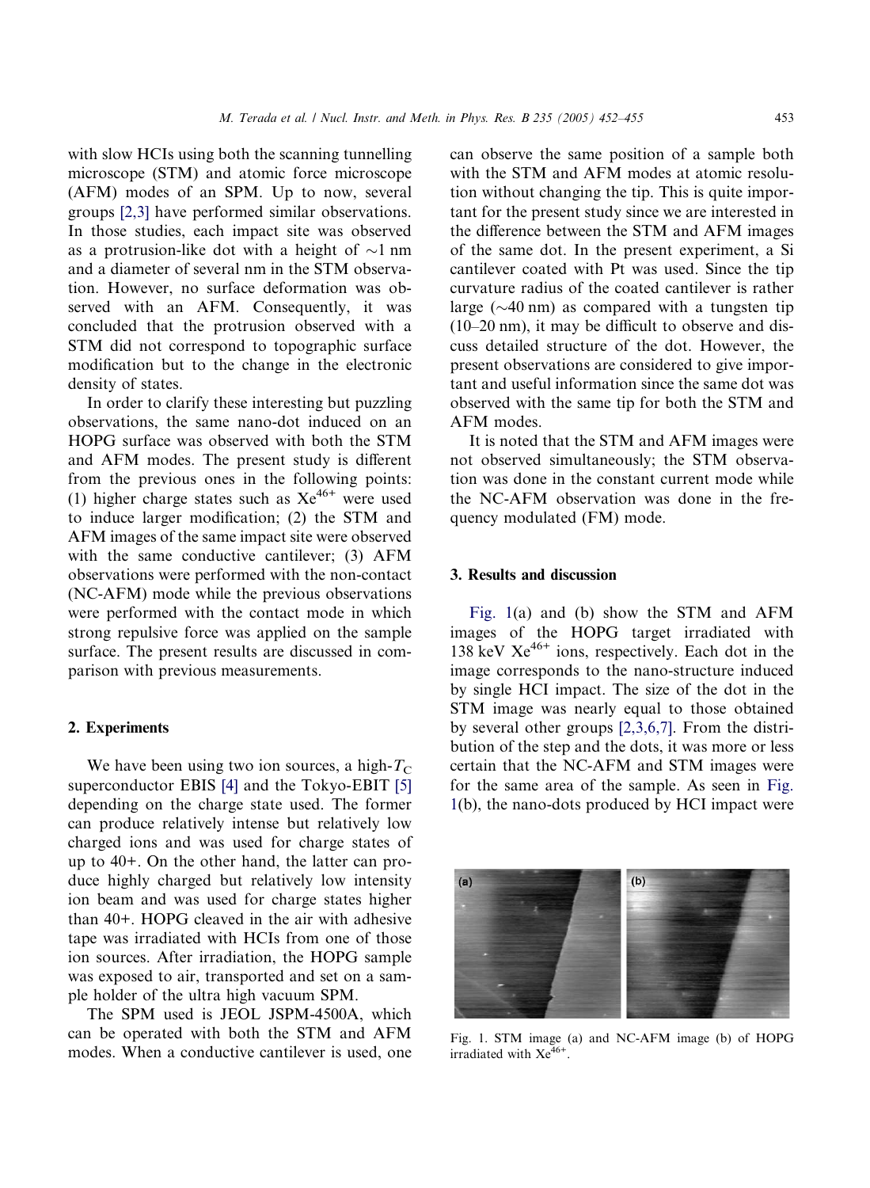with slow HCIs using both the scanning tunnelling microscope (STM) and atomic force microscope (AFM) modes of an SPM. Up to now, several groups [2,3] have performed similar observations. In those studies, each impact site was observed as a protrusion-like dot with a height of ~1 nm and a diameter of several nm in the STM observation. However, no surface deformation was observed with an AFM. Consequently, it was concluded that the protrusion observed with a STM did not correspond to topographic surface modification but to the change in the electronic density of states.

In order to clarify these interesting but puzzling observations, the same nano-dot induced on an HOPG surface was observed with both the STM and AFM modes. The present study is different from the previous ones in the following points: (1) higher charge states such as $Xe^{46+}$ were used to induce larger modification; (2) the STM and AFM images of the same impact site were observed with the same conductive cantilever; (3) AFM observations were performed with the non-contact (NC-AFM) mode while the previous observations were performed with the contact mode in which strong repulsive force was applied on the sample surface. The present results are discussed in comparison with previous measurements.

## 2. Experiments

We have been using two ion sources, a high-$T_C$ superconductor EBIS [4] and the Tokyo-EBIT [5] depending on the charge state used. The former can produce relatively intense but relatively low charged ions and was used for charge states of up to 40+. On the other hand, the latter can produce highly charged but relatively low intensity ion beam and was used for charge states higher than 40+. HOPG cleaved in the air with adhesive tape was irradiated with HCIs from one of those ion sources. After irradiation, the HOPG sample was exposed to air, transported and set on a sample holder of the ultra high vacuum SPM.

The SPM used is JEOL JSPM-4500A, which can be operated with both the STM and AFM modes. When a conductive cantilever is used, one can observe the same position of a sample both with the STM and AFM modes at atomic resolution without changing the tip. This is quite important for the present study since we are interested in the difference between the STM and AFM images of the same dot. In the present experiment, a Si cantilever coated with Pt was used. Since the tip curvature radius of the coated cantilever is rather large (~40 nm) as compared with a tungsten tip (10–20 nm), it may be difficult to observe and discuss detailed structure of the dot. However, the present observations are considered to give important and useful information since the same dot was observed with the same tip for both the STM and AFM modes.

It is noted that the STM and AFM images were not observed simultaneously; the STM observation was done in the constant current mode while the NC-AFM observation was done in the frequency modulated (FM) mode.

## 3. Results and discussion

Fig. 1(a) and (b) show the STM and AFM images of the HOPG target irradiated with 138 keV $Xe^{46+}$ ions, respectively. Each dot in the image corresponds to the nano-structure induced by single HCI impact. The size of the dot in the STM image was nearly equal to those obtained by several other groups [2,3,6,7]. From the distribution of the step and the dots, it was more or less certain that the NC-AFM and STM images were for the same area of the sample. As seen in Fig. 1(b), the nano-dots produced by HCI impact were

Fig. 1. STM image (a) and NC-AFM image (b) of HOPG irradiated with $Xe^{46+}$.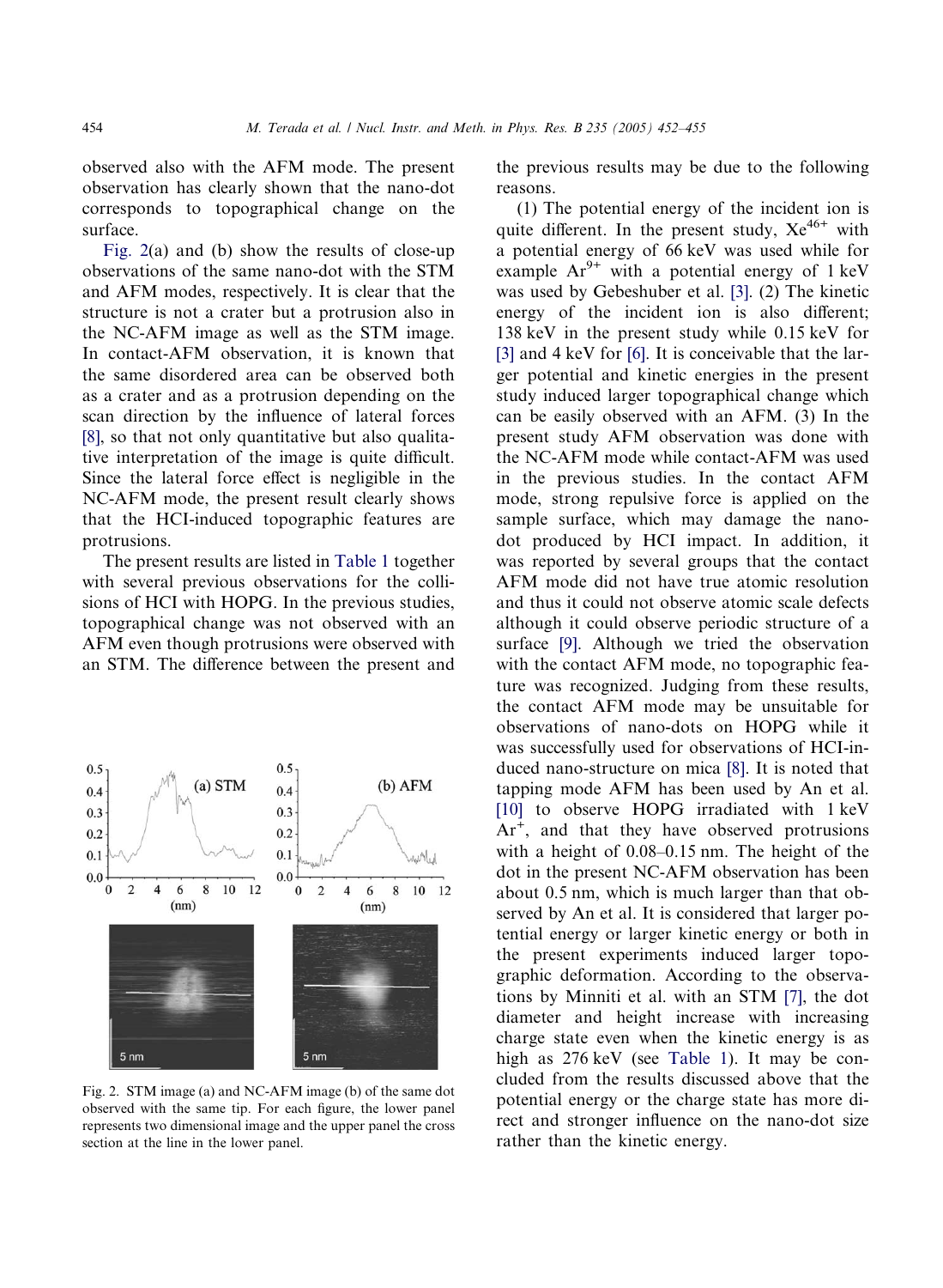observed also with the AFM mode. The present observation has clearly shown that the nano-dot corresponds to topographical change on the surface.

Fig. 2(a) and (b) show the results of close-up observations of the same nano-dot with the STM and AFM modes, respectively. It is clear that the structure is not a crater but a protrusion also in the NC-AFM image as well as the STM image. In contact-AFM observation, it is known that the same disordered area can be observed both as a crater and as a protrusion depending on the scan direction by the influence of lateral forces [8], so that not only quantitative but also qualitative interpretation of the image is quite difficult. Since the lateral force effect is negligible in the NC-AFM mode, the present result clearly shows that the HCI-induced topographic features are protrusions.

The present results are listed in Table 1 together with several previous observations for the collisions of HCI with HOPG. In the previous studies, topographical change was not observed with an AFM even though protrusions were observed with an STM. The difference between the present and

Fig. 2. STM image (a) and NC-AFM image (b) of the same dot observed with the same tip. For each figure, the lower panel represents two dimensional image and the upper panel the cross section at the line in the lower panel.

the previous results may be due to the following reasons.

(1) The potential energy of the incident ion is quite different. In the present study, $Xe^{46+}$ with a potential energy of 66 keV was used while for example $Ar^{9+}$ with a potential energy of 1 keV was used by Gebeshuber et al. [3]. (2) The kinetic energy of the incident ion is also different; 138 keV in the present study while 0.15 keV for [3] and 4 keV for [6]. It is conceivable that the larger potential and kinetic energies in the present study induced larger topographical change which can be easily observed with an AFM. (3) In the present study AFM observation was done with the NC-AFM mode while contact-AFM was used in the previous studies. In the contact AFM mode, strong repulsive force is applied on the sample surface, which may damage the nano-dot produced by HCI impact. In addition, it was reported by several groups that the contact AFM mode did not have true atomic resolution and thus it could not observe atomic scale defects although it could observe periodic structure of a surface [9]. Although we tried the observation with the contact AFM mode, no topographic feature was recognized. Judging from these results, the contact AFM mode may be unsuitable for observations of nano-dots on HOPG while it was successfully used for observations of HCI-induced nano-structure on mica [8]. It is noted that tapping mode AFM has been used by An et al. [10] to observe HOPG irradiated with 1 keV $Ar^{+}$, and that they have observed protrusions with a height of 0.08–0.15 nm. The height of the dot in the present NC-AFM observation has been about 0.5 nm, which is much larger than that observed by An et al. It is considered that larger potential energy or larger kinetic energy or both in the present experiments induced larger topographic deformation. According to the observations by Minniti et al. with an STM [7], the dot diameter and height increase with increasing charge state even when the kinetic energy is as high as 276 keV (see Table 1). It may be concluded from the results discussed above that the potential energy or the charge state has more direct and stronger influence on the nano-dot size rather than the kinetic energy.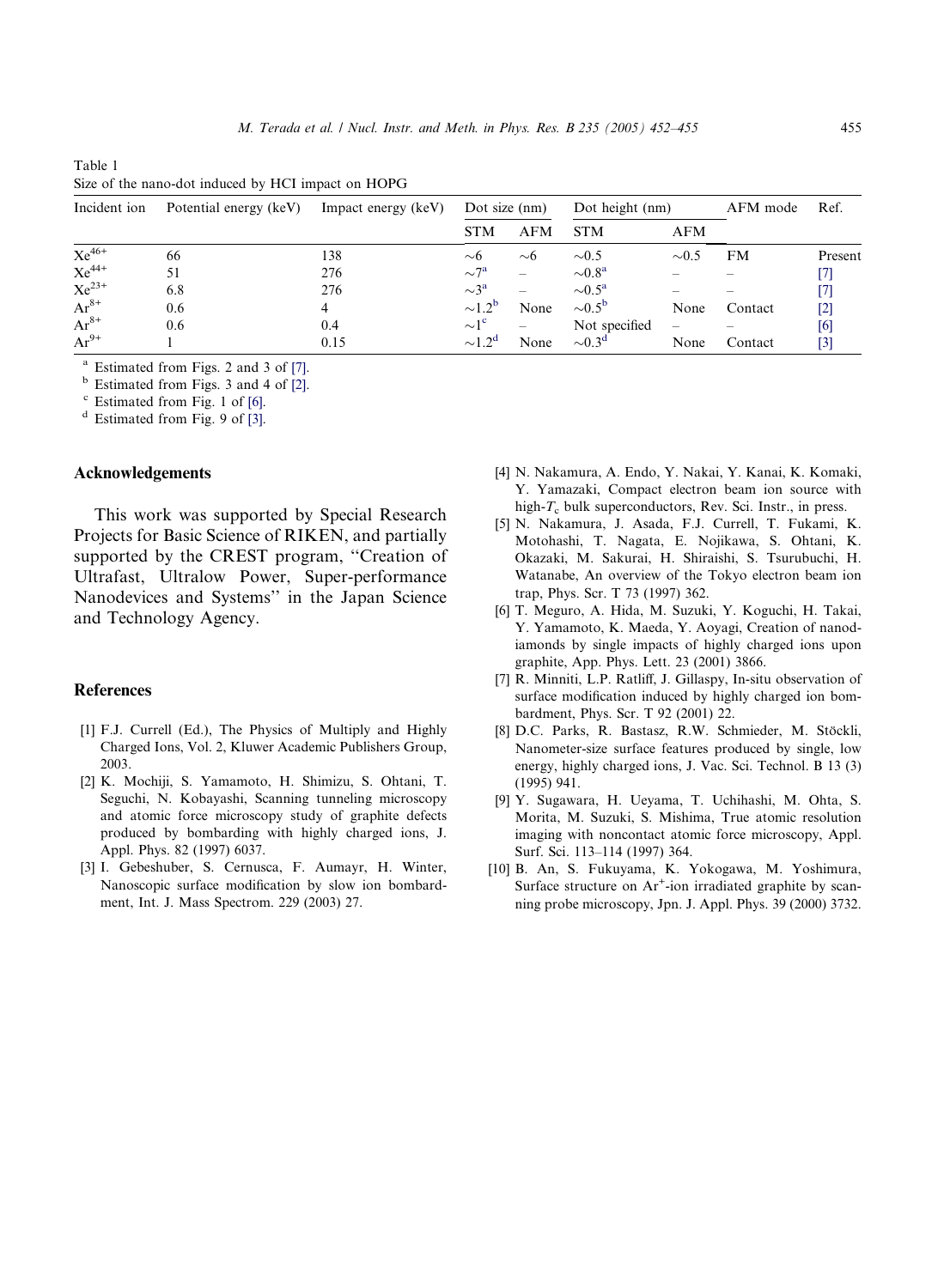Table 1
Size of the nano-dot induced by HCI impact on HOPG

| Incident ion | Potential energy (keV) | Impact energy (keV) | Dot size (nm) | | Dot height (nm) | | AFM mode | Ref. |
|---|---|---|---|---|---|---|---|---|
| | | | STM | AFM | STM | AFM | | |
| $Xe^{46+}$ | 66 | 138 | ∼6 | ∼6 | ∼0.5 | ∼0.5 | FM | Present |
| $Xe^{44+}$ | 51 | 276 | ∼7[a] | – | ∼0.8[a] | – | – | [7] |
| $Xe^{23+}$ | 6.8 | 276 | ∼3[a] | – | ∼0.5[a] | – | – | [7] |
| $Ar^{8+}$ | 0.6 | 4 | ∼1.2[b] | None | ∼0.5[b] | None | Contact | [2] |
| $Ar^{8+}$ | 0.6 | 0.4 | ∼1[c] | – | Not specified | – | – | [6] |
| $Ar^{9+}$ | 1 | 0.15 | ∼1.2[d] | None | ∼0.3[d] | None | Contact | [3] |

[a] Estimated from Figs. 2 and 3 of [7].
[b] Estimated from Figs. 3 and 4 of [2].
[c] Estimated from Fig. 1 of [6].
[d] Estimated from Fig. 9 of [3].

## Acknowledgements

This work was supported by Special Research Projects for Basic Science of RIKEN, and partially supported by the CREST program, "Creation of Ultrafast, Ultralow Power, Super-performance Nanodevices and Systems" in the Japan Science and Technology Agency.

## References

[1] F.J. Currell (Ed.), The Physics of Multiply and Highly Charged Ions, Vol. 2, Kluwer Academic Publishers Group, 2003.

[2] K. Mochiji, S. Yamamoto, H. Shimizu, S. Ohtani, T. Seguchi, N. Kobayashi, Scanning tunneling microscopy and atomic force microscopy study of graphite defects produced by bombarding with highly charged ions, J. Appl. Phys. 82 (1997) 6037.

[3] I. Gebeshuber, S. Cernusca, F. Aumayr, H. Winter, Nanoscopic surface modification by slow ion bombardment, Int. J. Mass Spectrom. 229 (2003) 27.

[4] N. Nakamura, A. Endo, Y. Nakai, Y. Kanai, K. Komaki, Y. Yamazaki, Compact electron beam ion source with high-$T_c$ bulk superconductors, Rev. Sci. Instr., in press.

[5] N. Nakamura, J. Asada, F.J. Currell, T. Fukami, K. Motohashi, T. Nagata, E. Nojikawa, S. Ohtani, K. Okazaki, M. Sakurai, H. Shiraishi, S. Tsurubuchi, H. Watanabe, An overview of the Tokyo electron beam ion trap, Phys. Scr. T 73 (1997) 362.

[6] T. Meguro, A. Hida, M. Suzuki, Y. Koguchi, H. Takai, Y. Yamamoto, K. Maeda, Y. Aoyagi, Creation of nanodiamonds by single impacts of highly charged ions upon graphite, App. Phys. Lett. 23 (2001) 3866.

[7] R. Minniti, L.P. Ratliff, J. Gillaspy, In-situ observation of surface modification induced by highly charged ion bombardment, Phys. Scr. T 92 (2001) 22.

[8] D.C. Parks, R. Bastasz, R.W. Schmieder, M. Stöckli, Nanometer-size surface features produced by single, low energy, highly charged ions, J. Vac. Sci. Technol. B 13 (3) (1995) 941.

[9] Y. Sugawara, H. Ueyama, T. Uchihashi, M. Ohta, S. Morita, M. Suzuki, S. Mishima, True atomic resolution imaging with noncontact atomic force microscopy, Appl. Surf. Sci. 113–114 (1997) 364.

[10] B. An, S. Fukuyama, K. Yokogawa, M. Yoshimura, Surface structure on $Ar^{+}$-ion irradiated graphite by scanning probe microscopy, Jpn. J. Appl. Phys. 39 (2000) 3732.